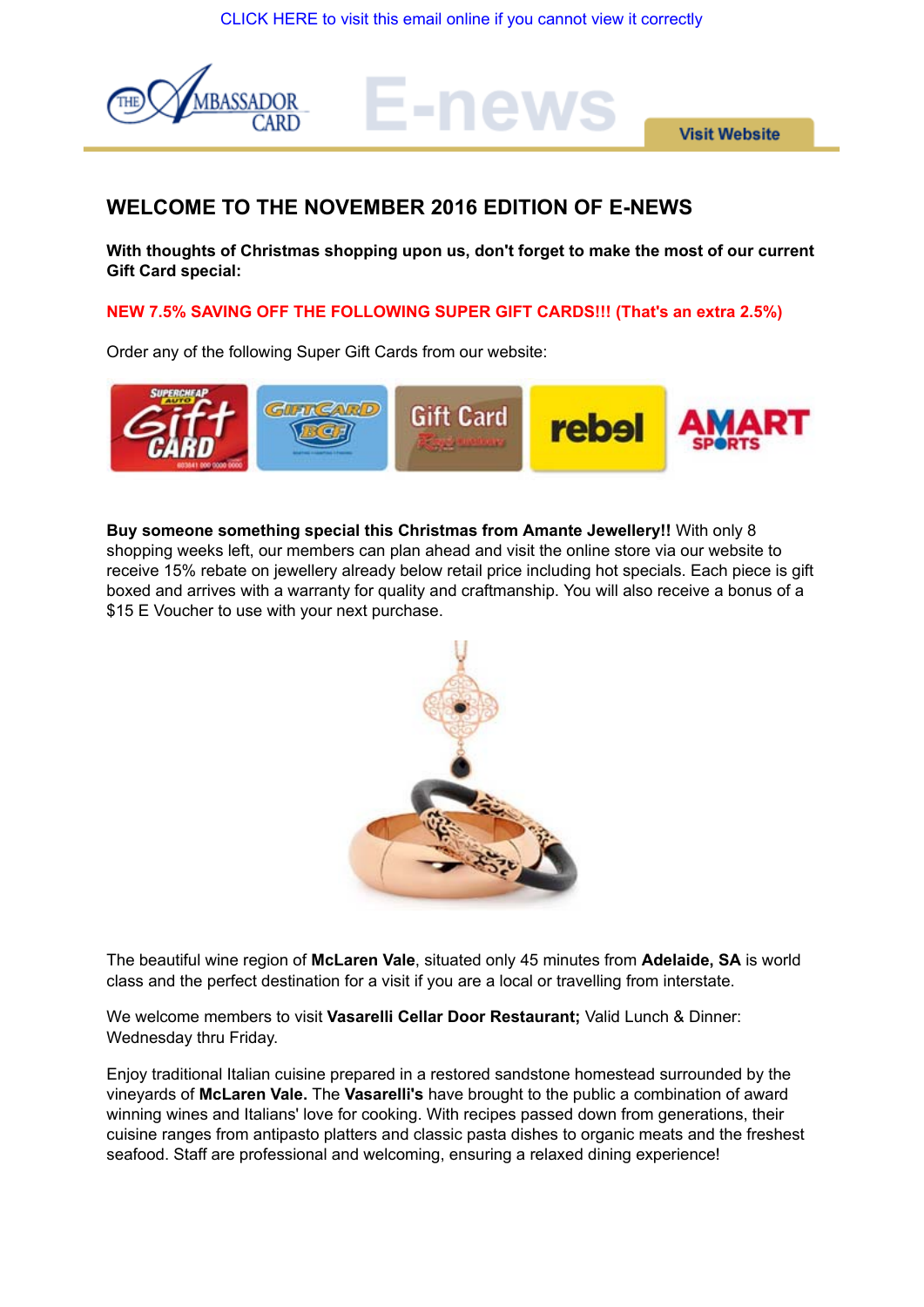CLICK HERE to visit this email online if you cannot view it correctly

Visit Website

## WELCOME TO THE NOVEMBER 2016 EDITION OF E-NEWS

**With thoughts of Christmas shopping upon us, don't forget to make the most of our current Gift Card special:**

**NEW 7.5% SAVING OFF THE FOLLOWING SUPER GIFT CARDS!!! (That's an extra 2.5%)**

Order any of the following Super Gift Cards from our website:

**Buy someone something special this Christmas from Amante Jewellery!!** With only 8 shopping weeks left, our members can plan ahead and visit the online store via our website to receive 15% rebate on jewellery already below retail price including hot specials. Each piece is gift boxed and arrives with a warranty for quality and craftmanship. You will also receive a bonus of a $15 E Voucher to use with your next purchase.

The beautiful wine region of **McLaren Vale**, situated only 45 minutes from **Adelaide, SA** is world class and the perfect destination for a visit if you are a local or travelling from interstate.

We welcome members to visit **Vasarelli Cellar Door Restaurant;** Valid Lunch & Dinner: Wednesday thru Friday.

Enjoy traditional Italian cuisine prepared in a restored sandstone homestead surrounded by the vineyards of **McLaren Vale.** The **Vasarelli's** have brought to the public a combination of award winning wines and Italians' love for cooking. With recipes passed down from generations, their cuisine ranges from antipasto platters and classic pasta dishes to organic meats and the freshest seafood. Staff are professional and welcoming, ensuring a relaxed dining experience!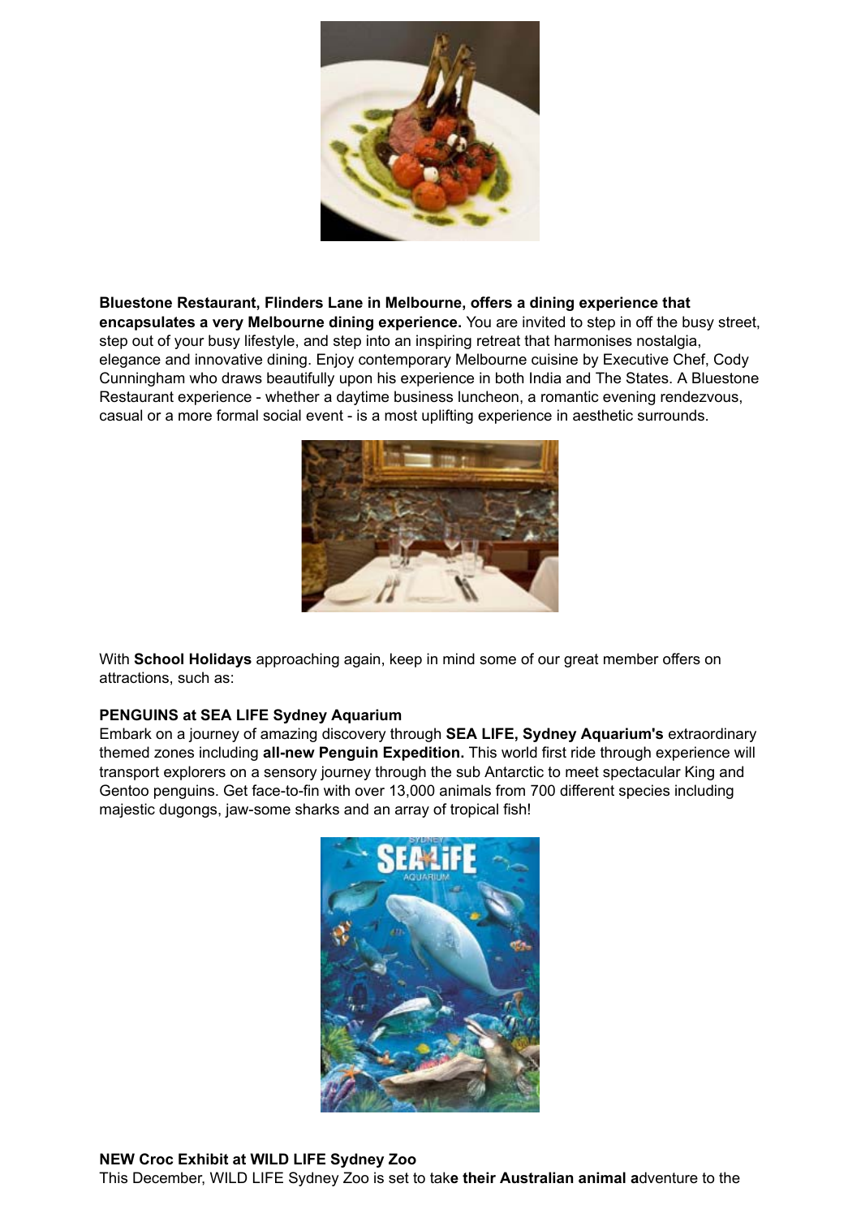**Bluestone Restaurant, Flinders Lane in Melbourne, offers a dining experience that encapsulates a very Melbourne dining experience.** You are invited to step in off the busy street, step out of your busy lifestyle, and step into an inspiring retreat that harmonises nostalgia, elegance and innovative dining. Enjoy contemporary Melbourne cuisine by Executive Chef, Cody Cunningham who draws beautifully upon his experience in both India and The States. A Bluestone Restaurant experience - whether a daytime business luncheon, a romantic evening rendezvous, casual or a more formal social event - is a most uplifting experience in aesthetic surrounds.

With **School Holidays** approaching again, keep in mind some of our great member offers on attractions, such as:

**PENGUINS at SEA LIFE Sydney Aquarium**
Embark on a journey of amazing discovery through **SEA LIFE, Sydney Aquarium's** extraordinary themed zones including **all-new Penguin Expedition.** This world first ride through experience will transport explorers on a sensory journey through the sub Antarctic to meet spectacular King and Gentoo penguins. Get face-to-fin with over 13,000 animals from 700 different species including majestic dugongs, jaw-some sharks and an array of tropical fish!

**NEW Croc Exhibit at WILD LIFE Sydney Zoo**
This December, WILD LIFE Sydney Zoo is set to tak**e their Australian animal a**dventure to the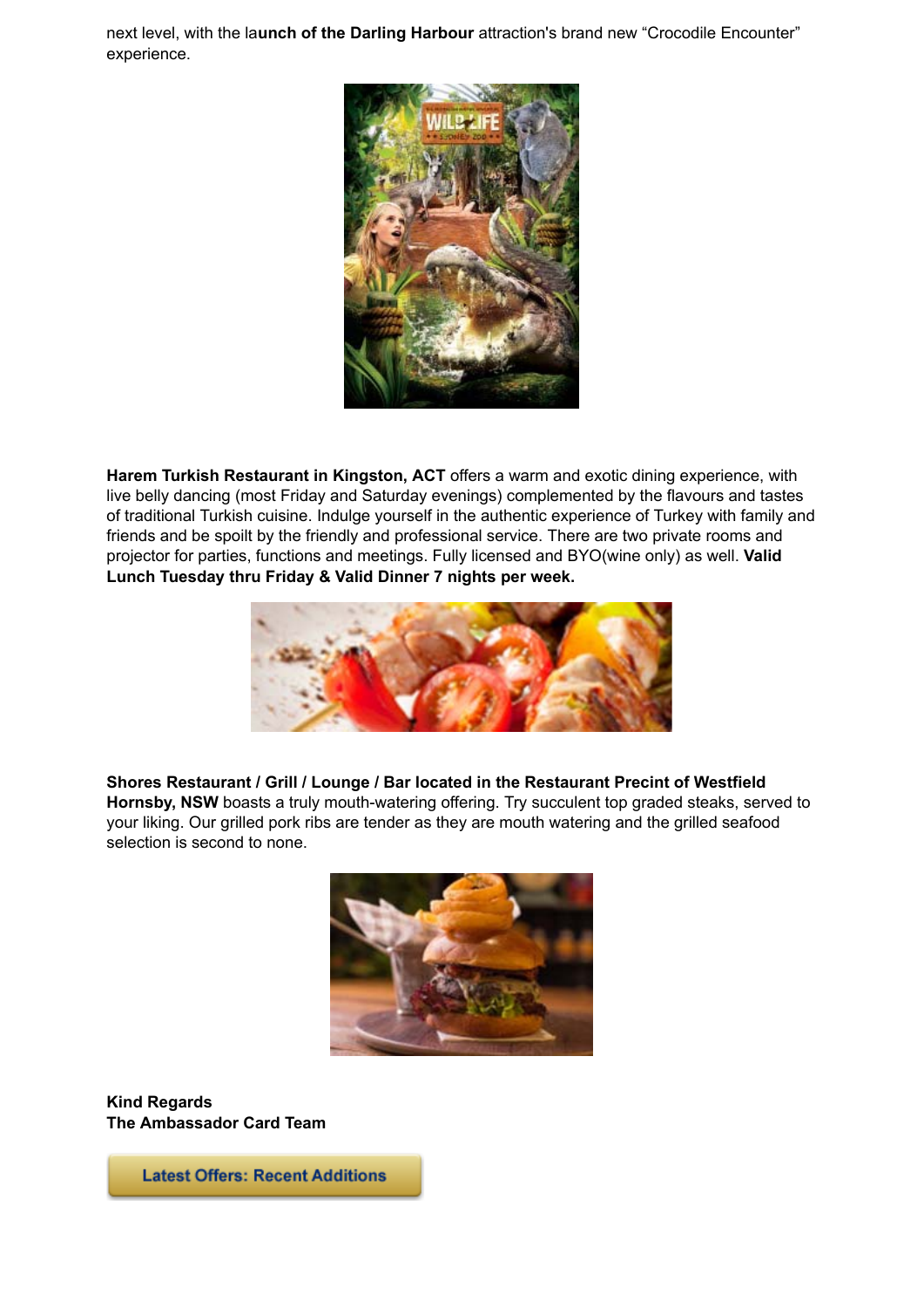next level, with the la**unch of the Darling Harbour** attraction's brand new "Crocodile Encounter" experience.

**Harem Turkish Restaurant in Kingston, ACT** offers a warm and exotic dining experience, with live belly dancing (most Friday and Saturday evenings) complemented by the flavours and tastes of traditional Turkish cuisine. Indulge yourself in the authentic experience of Turkey with family and friends and be spoilt by the friendly and professional service. There are two private rooms and projector for parties, functions and meetings. Fully licensed and BYO(wine only) as well. **Valid Lunch Tuesday thru Friday & Valid Dinner 7 nights per week.**

**Shores Restaurant / Grill / Lounge / Bar located in the Restaurant Precint of Westfield Hornsby, NSW** boasts a truly mouth-watering offering. Try succulent top graded steaks, served to your liking. Our grilled pork ribs are tender as they are mouth watering and the grilled seafood selection is second to none.

**Kind Regards**
**The Ambassador Card Team**

Latest Offers: Recent Additions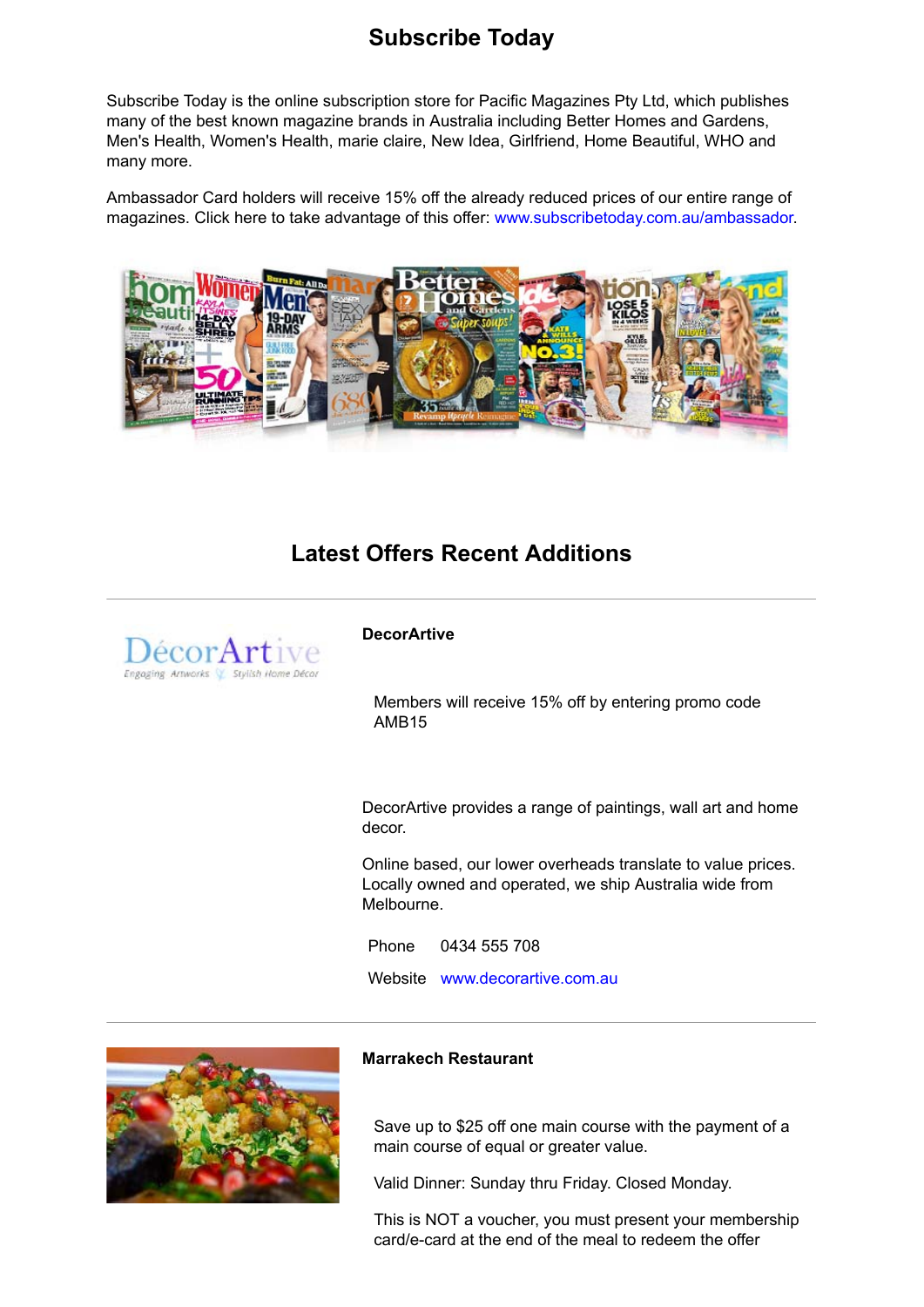## Subscribe Today

Subscribe Today is the online subscription store for Pacific Magazines Pty Ltd, which publishes many of the best known magazine brands in Australia including Better Homes and Gardens, Men's Health, Women's Health, marie claire, New Idea, Girlfriend, Home Beautiful, WHO and many more.

Ambassador Card holders will receive 15% off the already reduced prices of our entire range of magazines. Click here to take advantage of this offer: www.subscribetoday.com.au/ambassador.

## Latest Offers Recent Additions

---

**DecorArtive**

Members will receive 15% off by entering promo code AMB15

DecorArtive provides a range of paintings, wall art and home decor.

Online based, our lower overheads translate to value prices. Locally owned and operated, we ship Australia wide from Melbourne.

| | |
|---|---|
| Phone | 0434 555 708 |
| Website | www.decorartive.com.au |

---

**Marrakech Restaurant**

Save up to $25 off one main course with the payment of a main course of equal or greater value.

Valid Dinner: Sunday thru Friday. Closed Monday.

This is NOT a voucher, you must present your membership card/e-card at the end of the meal to redeem the offer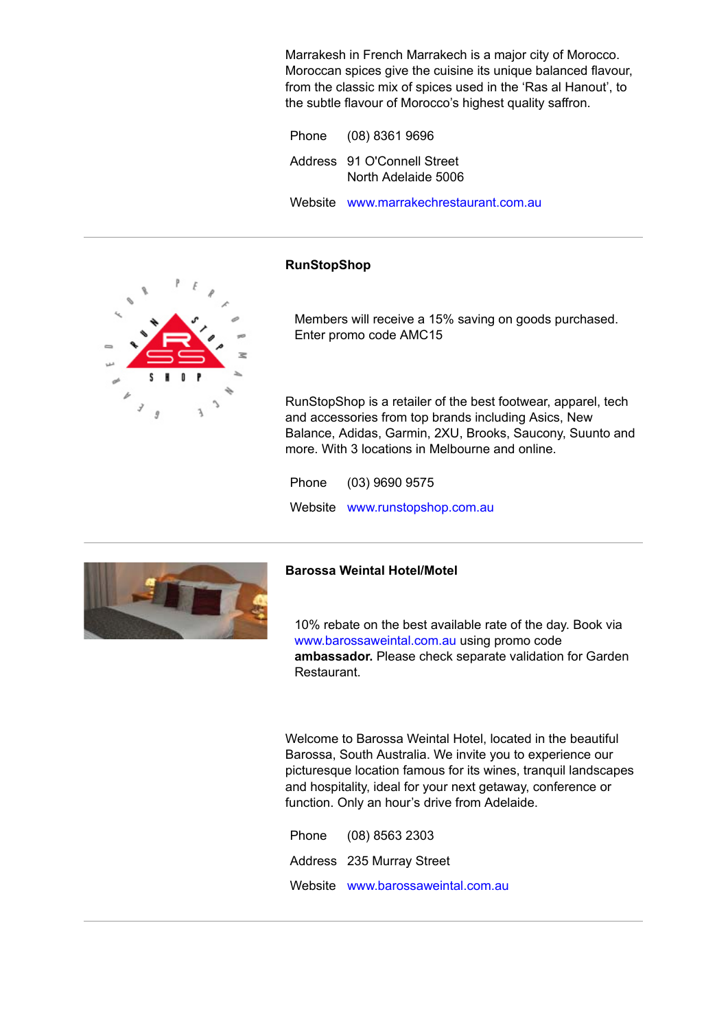Marrakesh in French Marrakech is a major city of Morocco. Moroccan spices give the cuisine its unique balanced flavour, from the classic mix of spices used in the 'Ras al Hanout', to the subtle flavour of Morocco's highest quality saffron.

| | |
|---|---|
| Phone | (08) 8361 9696 |
| Address | 91 O'Connell Street<br>North Adelaide 5006 |
| Website | www.marrakechrestaurant.com.au |

---

**RunStopShop**

Members will receive a 15% saving on goods purchased. Enter promo code AMC15

RunStopShop is a retailer of the best footwear, apparel, tech and accessories from top brands including Asics, New Balance, Adidas, Garmin, 2XU, Brooks, Saucony, Suunto and more. With 3 locations in Melbourne and online.

| | |
|---|---|
| Phone | (03) 9690 9575 |
| Website | www.runstopshop.com.au |

---

**Barossa Weintal Hotel/Motel**

10% rebate on the best available rate of the day. Book via www.barossaweintal.com.au using promo code **ambassador.** Please check separate validation for Garden Restaurant.

Welcome to Barossa Weintal Hotel, located in the beautiful Barossa, South Australia. We invite you to experience our picturesque location famous for its wines, tranquil landscapes and hospitality, ideal for your next getaway, conference or function. Only an hour's drive from Adelaide.

| | |
|---|---|
| Phone | (08) 8563 2303 |
| Address | 235 Murray Street |
| Website | www.barossaweintal.com.au |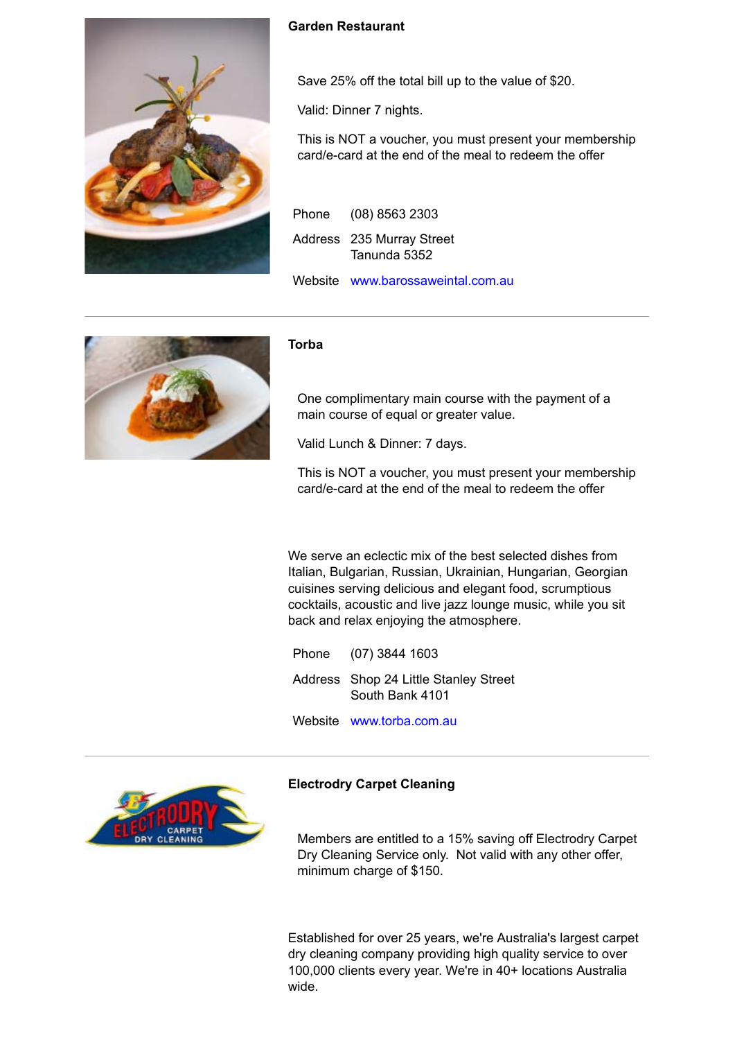### Garden Restaurant

Save 25% off the total bill up to the value of $20.

Valid: Dinner 7 nights.

This is NOT a voucher, you must present your membership card/e-card at the end of the meal to redeem the offer

| | |
|---|---|
| Phone | (08) 8563 2303 |
| Address | 235 Murray Street<br>Tanunda 5352 |
| Website | www.barossaweintal.com.au |

---

### Torba

One complimentary main course with the payment of a main course of equal or greater value.

Valid Lunch & Dinner: 7 days.

This is NOT a voucher, you must present your membership card/e-card at the end of the meal to redeem the offer

We serve an eclectic mix of the best selected dishes from Italian, Bulgarian, Russian, Ukrainian, Hungarian, Georgian cuisines serving delicious and elegant food, scrumptious cocktails, acoustic and live jazz lounge music, while you sit back and relax enjoying the atmosphere.

| | |
|---|---|
| Phone | (07) 3844 1603 |
| Address | Shop 24 Little Stanley Street<br>South Bank 4101 |
| Website | www.torba.com.au |

---

### Electrodry Carpet Cleaning

Members are entitled to a 15% saving off Electrodry Carpet Dry Cleaning Service only. Not valid with any other offer, minimum charge of $150.

Established for over 25 years, we're Australia's largest carpet dry cleaning company providing high quality service to over 100,000 clients every year. We're in 40+ locations Australia wide.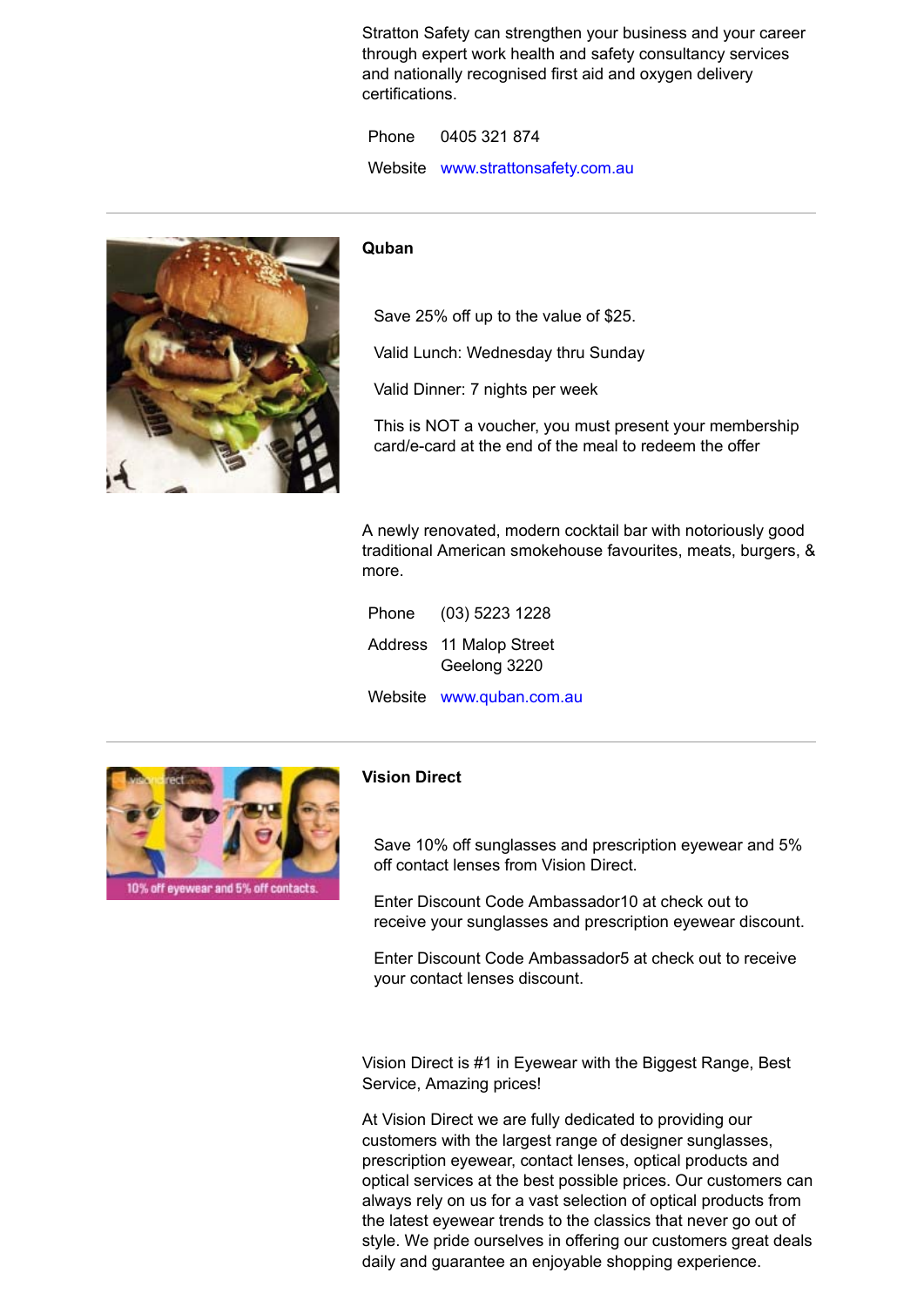Stratton Safety can strengthen your business and your career through expert work health and safety consultancy services and nationally recognised first aid and oxygen delivery certifications.

| | |
|---|---|
| Phone | 0405 321 874 |
| Website | www.strattonsafety.com.au |

---

**Quban**

Save 25% off up to the value of $25.

Valid Lunch: Wednesday thru Sunday

Valid Dinner: 7 nights per week

This is NOT a voucher, you must present your membership card/e-card at the end of the meal to redeem the offer

A newly renovated, modern cocktail bar with notoriously good traditional American smokehouse favourites, meats, burgers, & more.

| | |
|---|---|
| Phone | (03) 5223 1228 |
| Address | 11 Malop Street Geelong 3220 |
| Website | www.quban.com.au |

---

**Vision Direct**

Save 10% off sunglasses and prescription eyewear and 5% off contact lenses from Vision Direct.

Enter Discount Code Ambassador10 at check out to receive your sunglasses and prescription eyewear discount.

Enter Discount Code Ambassador5 at check out to receive your contact lenses discount.

Vision Direct is #1 in Eyewear with the Biggest Range, Best Service, Amazing prices!

At Vision Direct we are fully dedicated to providing our customers with the largest range of designer sunglasses, prescription eyewear, contact lenses, optical products and optical services at the best possible prices. Our customers can always rely on us for a vast selection of optical products from the latest eyewear trends to the classics that never go out of style. We pride ourselves in offering our customers great deals daily and guarantee an enjoyable shopping experience.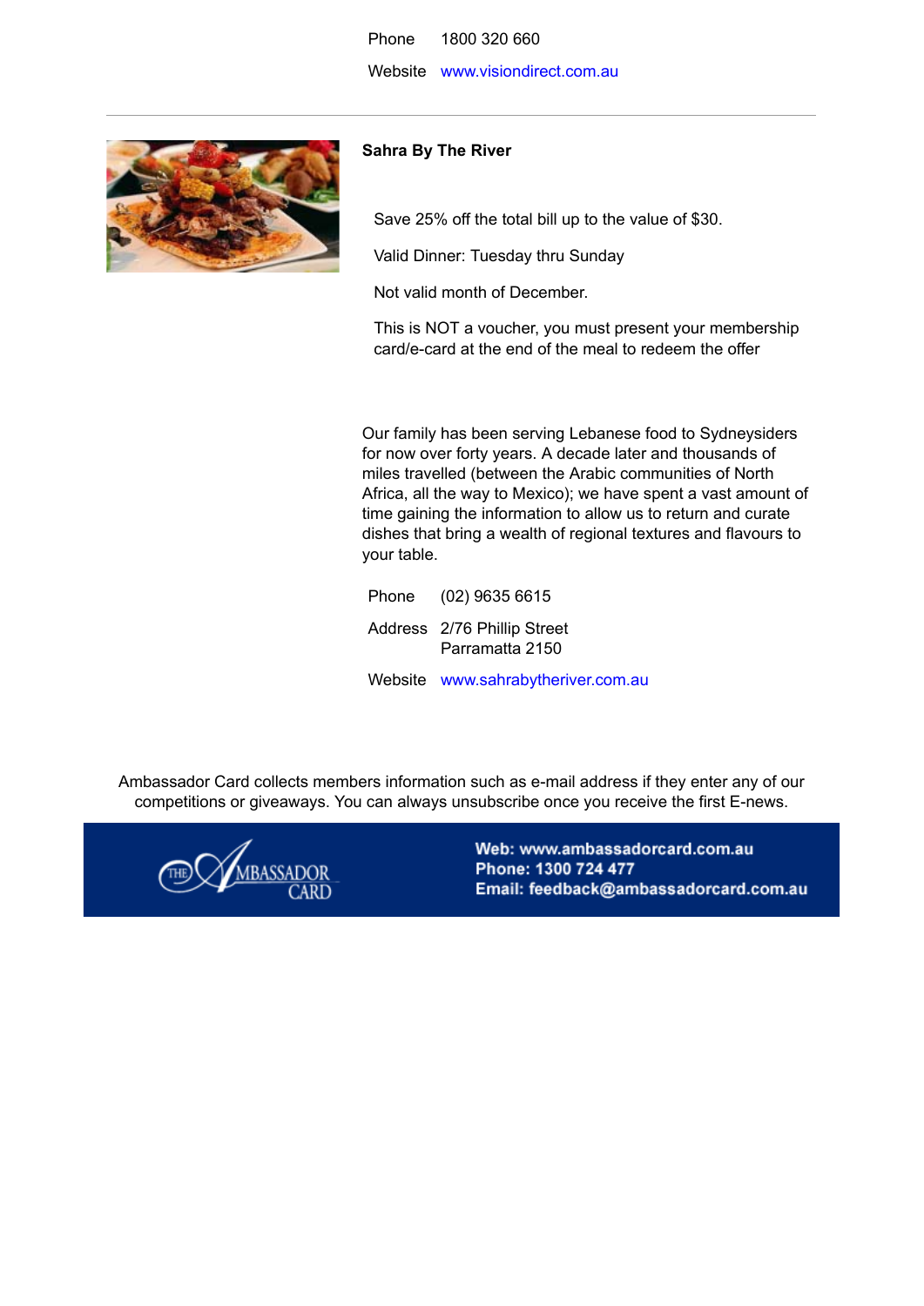Phone 1800 320 660

Website www.visiondirect.com.au

---

**Sahra By The River**

Save 25% off the total bill up to the value of $30.

Valid Dinner: Tuesday thru Sunday

Not valid month of December.

This is NOT a voucher, you must present your membership card/e-card at the end of the meal to redeem the offer

Our family has been serving Lebanese food to Sydneysiders for now over forty years. A decade later and thousands of miles travelled (between the Arabic communities of North Africa, all the way to Mexico); we have spent a vast amount of time gaining the information to allow us to return and curate dishes that bring a wealth of regional textures and flavours to your table.

Phone (02) 9635 6615

Address 2/76 Phillip Street
Parramatta 2150

Website www.sahrabytheriver.com.au

Ambassador Card collects members information such as e-mail address if they enter any of our competitions or giveaways. You can always unsubscribe once you receive the first E-news.

THE AMBASSADOR CARD

**Web: www.ambassadorcard.com.au**
**Phone: 1300 724 477**
**Email: feedback@ambassadorcard.com.au**